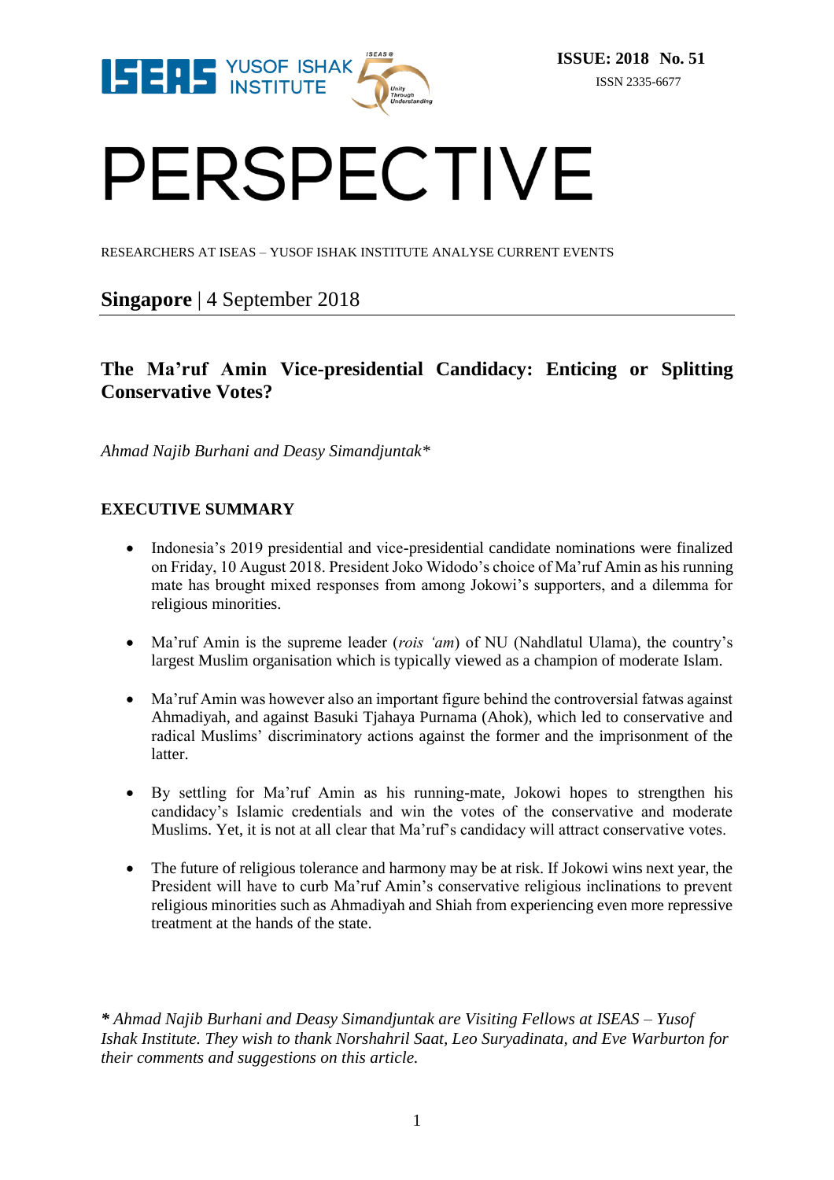ISSUE: 2018 No. 51

ISSN 2335-6677

# PERSPECTIVE

RESEARCHERS AT ISEAS – YUSOF ISHAK INSTITUTE ANALYSE CURRENT EVENTS

**Singapore** | 4 September 2018

## The Ma'ruf Amin Vice-presidential Candidacy: Enticing or Splitting Conservative Votes?

*Ahmad Najib Burhani and Deasy Simandjuntak\**

### EXECUTIVE SUMMARY

- Indonesia's 2019 presidential and vice-presidential candidate nominations were finalized on Friday, 10 August 2018. President Joko Widodo's choice of Ma'ruf Amin as his running mate has brought mixed responses from among Jokowi's supporters, and a dilemma for religious minorities.

- Ma'ruf Amin is the supreme leader (*rois 'am*) of NU (Nahdlatul Ulama), the country's largest Muslim organisation which is typically viewed as a champion of moderate Islam.

- Ma'ruf Amin was however also an important figure behind the controversial fatwas against Ahmadiyah, and against Basuki Tjahaya Purnama (Ahok), which led to conservative and radical Muslims' discriminatory actions against the former and the imprisonment of the latter.

- By settling for Ma'ruf Amin as his running-mate, Jokowi hopes to strengthen his candidacy's Islamic credentials and win the votes of the conservative and moderate Muslims. Yet, it is not at all clear that Ma'ruf's candidacy will attract conservative votes.

- The future of religious tolerance and harmony may be at risk. If Jokowi wins next year, the President will have to curb Ma'ruf Amin's conservative religious inclinations to prevent religious minorities such as Ahmadiyah and Shiah from experiencing even more repressive treatment at the hands of the state.

*\* Ahmad Najib Burhani and Deasy Simandjuntak are Visiting Fellows at ISEAS – Yusof Ishak Institute. They wish to thank Norshahril Saat, Leo Suryadinata, and Eve Warburton for their comments and suggestions on this article.*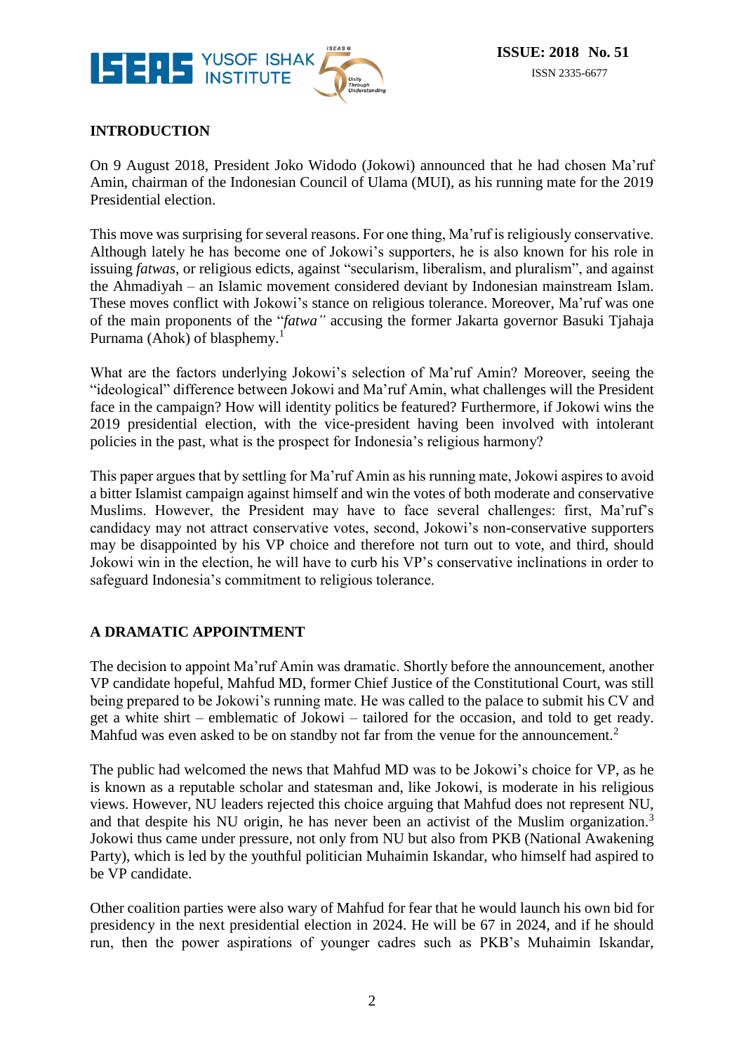## INTRODUCTION

On 9 August 2018, President Joko Widodo (Jokowi) announced that he had chosen Ma'ruf Amin, chairman of the Indonesian Council of Ulama (MUI), as his running mate for the 2019 Presidential election.

This move was surprising for several reasons. For one thing, Ma'ruf is religiously conservative. Although lately he has become one of Jokowi's supporters, he is also known for his role in issuing *fatwas*, or religious edicts, against "secularism, liberalism, and pluralism", and against the Ahmadiyah – an Islamic movement considered deviant by Indonesian mainstream Islam. These moves conflict with Jokowi's stance on religious tolerance. Moreover, Ma'ruf was one of the main proponents of the "*fatwa"* accusing the former Jakarta governor Basuki Tjahaja Purnama (Ahok) of blasphemy.[1]

What are the factors underlying Jokowi's selection of Ma'ruf Amin? Moreover, seeing the "ideological" difference between Jokowi and Ma'ruf Amin, what challenges will the President face in the campaign? How will identity politics be featured? Furthermore, if Jokowi wins the 2019 presidential election, with the vice-president having been involved with intolerant policies in the past, what is the prospect for Indonesia's religious harmony?

This paper argues that by settling for Ma'ruf Amin as his running mate, Jokowi aspires to avoid a bitter Islamist campaign against himself and win the votes of both moderate and conservative Muslims. However, the President may have to face several challenges: first, Ma'ruf's candidacy may not attract conservative votes, second, Jokowi's non-conservative supporters may be disappointed by his VP choice and therefore not turn out to vote, and third, should Jokowi win in the election, he will have to curb his VP's conservative inclinations in order to safeguard Indonesia's commitment to religious tolerance.

## A DRAMATIC APPOINTMENT

The decision to appoint Ma'ruf Amin was dramatic. Shortly before the announcement, another VP candidate hopeful, Mahfud MD, former Chief Justice of the Constitutional Court, was still being prepared to be Jokowi's running mate. He was called to the palace to submit his CV and get a white shirt – emblematic of Jokowi – tailored for the occasion, and told to get ready. Mahfud was even asked to be on standby not far from the venue for the announcement.[2]

The public had welcomed the news that Mahfud MD was to be Jokowi's choice for VP, as he is known as a reputable scholar and statesman and, like Jokowi, is moderate in his religious views. However, NU leaders rejected this choice arguing that Mahfud does not represent NU, and that despite his NU origin, he has never been an activist of the Muslim organization.[3] Jokowi thus came under pressure, not only from NU but also from PKB (National Awakening Party), which is led by the youthful politician Muhaimin Iskandar, who himself had aspired to be VP candidate.

Other coalition parties were also wary of Mahfud for fear that he would launch his own bid for presidency in the next presidential election in 2024. He will be 67 in 2024, and if he should run, then the power aspirations of younger cadres such as PKB's Muhaimin Iskandar,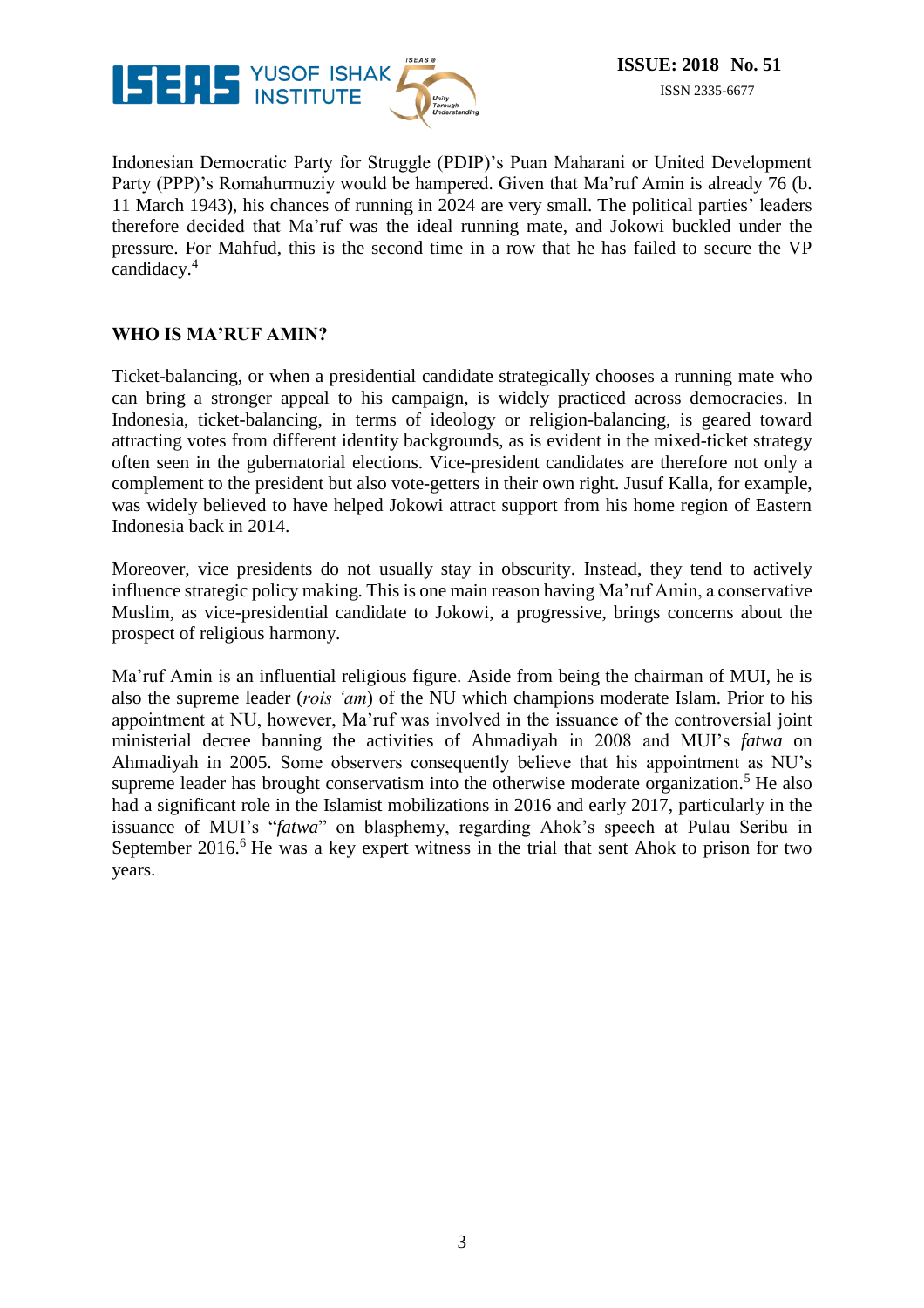Indonesian Democratic Party for Struggle (PDIP)'s Puan Maharani or United Development Party (PPP)'s Romahurmuziy would be hampered. Given that Ma'ruf Amin is already 76 (b. 11 March 1943), his chances of running in 2024 are very small. The political parties' leaders therefore decided that Ma'ruf was the ideal running mate, and Jokowi buckled under the pressure. For Mahfud, this is the second time in a row that he has failed to secure the VP candidacy.[4]

## WHO IS MA'RUF AMIN?

Ticket-balancing, or when a presidential candidate strategically chooses a running mate who can bring a stronger appeal to his campaign, is widely practiced across democracies. In Indonesia, ticket-balancing, in terms of ideology or religion-balancing, is geared toward attracting votes from different identity backgrounds, as is evident in the mixed-ticket strategy often seen in the gubernatorial elections. Vice-president candidates are therefore not only a complement to the president but also vote-getters in their own right. Jusuf Kalla, for example, was widely believed to have helped Jokowi attract support from his home region of Eastern Indonesia back in 2014.

Moreover, vice presidents do not usually stay in obscurity. Instead, they tend to actively influence strategic policy making. This is one main reason having Ma'ruf Amin, a conservative Muslim, as vice-presidential candidate to Jokowi, a progressive, brings concerns about the prospect of religious harmony.

Ma'ruf Amin is an influential religious figure. Aside from being the chairman of MUI, he is also the supreme leader (*rois 'am*) of the NU which champions moderate Islam. Prior to his appointment at NU, however, Ma'ruf was involved in the issuance of the controversial joint ministerial decree banning the activities of Ahmadiyah in 2008 and MUI's *fatwa* on Ahmadiyah in 2005. Some observers consequently believe that his appointment as NU's supreme leader has brought conservatism into the otherwise moderate organization.[5] He also had a significant role in the Islamist mobilizations in 2016 and early 2017, particularly in the issuance of MUI's "*fatwa*" on blasphemy, regarding Ahok's speech at Pulau Seribu in September 2016.[6] He was a key expert witness in the trial that sent Ahok to prison for two years.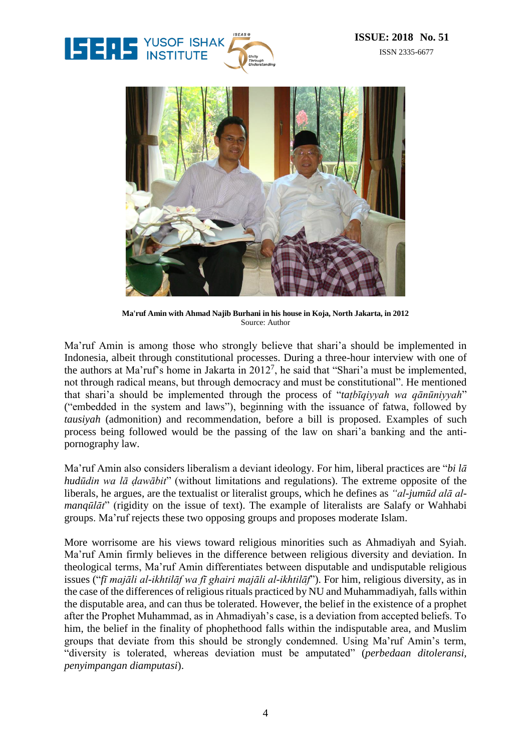**Ma'ruf Amin with Ahmad Najib Burhani in his house in Koja, North Jakarta, in 2012**
Source: Author

Ma'ruf Amin is among those who strongly believe that shari'a should be implemented in Indonesia, albeit through constitutional processes. During a three-hour interview with one of the authors at Ma'ruf's home in Jakarta in 2012[7], he said that "Shari'a must be implemented, not through radical means, but through democracy and must be constitutional". He mentioned that shari'a should be implemented through the process of "*taṭbīqiyyah wa qānūniyyah*" ("embedded in the system and laws"), beginning with the issuance of fatwa, followed by *tausiyah* (admonition) and recommendation, before a bill is proposed. Examples of such process being followed would be the passing of the law on shari'a banking and the anti-pornography law.

Ma'ruf Amin also considers liberalism a deviant ideology. For him, liberal practices are "*bi lā hudūdin wa lā ḍawābit*" (without limitations and regulations). The extreme opposite of the liberals, he argues, are the textualist or literalist groups, which he defines as *"al-jumūd alā al-manqūlāt*" (rigidity on the issue of text). The example of literalists are Salafy or Wahhabi groups. Ma'ruf rejects these two opposing groups and proposes moderate Islam.

More worrisome are his views toward religious minorities such as Ahmadiyah and Syiah. Ma'ruf Amin firmly believes in the difference between religious diversity and deviation. In theological terms, Ma'ruf Amin differentiates between disputable and undisputable religious issues ("*fī majāli al-ikhtilāf wa fī ghairi majāli al-ikhtilāf*"). For him, religious diversity, as in the case of the differences of religious rituals practiced by NU and Muhammadiyah, falls within the disputable area, and can thus be tolerated. However, the belief in the existence of a prophet after the Prophet Muhammad, as in Ahmadiyah's case, is a deviation from accepted beliefs. To him, the belief in the finality of phophethood falls within the indisputable area, and Muslim groups that deviate from this should be strongly condemned. Using Ma'ruf Amin's term, "diversity is tolerated, whereas deviation must be amputated" (*perbedaan ditoleransi, penyimpangan diamputasi*).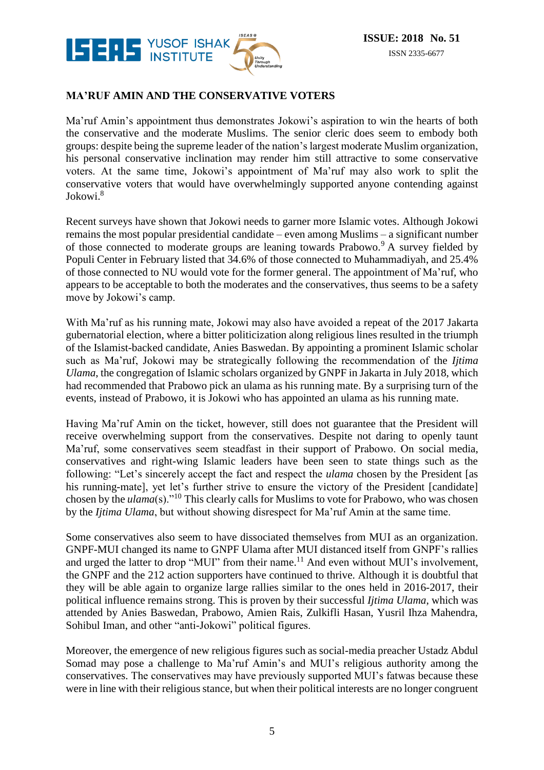## MA'RUF AMIN AND THE CONSERVATIVE VOTERS

Ma'ruf Amin's appointment thus demonstrates Jokowi's aspiration to win the hearts of both the conservative and the moderate Muslims. The senior cleric does seem to embody both groups: despite being the supreme leader of the nation's largest moderate Muslim organization, his personal conservative inclination may render him still attractive to some conservative voters. At the same time, Jokowi's appointment of Ma'ruf may also work to split the conservative voters that would have overwhelmingly supported anyone contending against Jokowi.[8]

Recent surveys have shown that Jokowi needs to garner more Islamic votes. Although Jokowi remains the most popular presidential candidate – even among Muslims – a significant number of those connected to moderate groups are leaning towards Prabowo.[9] A survey fielded by Populi Center in February listed that 34.6% of those connected to Muhammadiyah, and 25.4% of those connected to NU would vote for the former general. The appointment of Ma'ruf, who appears to be acceptable to both the moderates and the conservatives, thus seems to be a safety move by Jokowi's camp.

With Ma'ruf as his running mate, Jokowi may also have avoided a repeat of the 2017 Jakarta gubernatorial election, where a bitter politicization along religious lines resulted in the triumph of the Islamist-backed candidate, Anies Baswedan. By appointing a prominent Islamic scholar such as Ma'ruf, Jokowi may be strategically following the recommendation of the *Ijtima Ulama*, the congregation of Islamic scholars organized by GNPF in Jakarta in July 2018, which had recommended that Prabowo pick an ulama as his running mate. By a surprising turn of the events, instead of Prabowo, it is Jokowi who has appointed an ulama as his running mate.

Having Ma'ruf Amin on the ticket, however, still does not guarantee that the President will receive overwhelming support from the conservatives. Despite not daring to openly taunt Ma'ruf, some conservatives seem steadfast in their support of Prabowo. On social media, conservatives and right-wing Islamic leaders have been seen to state things such as the following: "Let's sincerely accept the fact and respect the *ulama* chosen by the President [as his running-mate], yet let's further strive to ensure the victory of the President [candidate] chosen by the *ulama*(s)."[10] This clearly calls for Muslims to vote for Prabowo, who was chosen by the *Ijtima Ulama*, but without showing disrespect for Ma'ruf Amin at the same time.

Some conservatives also seem to have dissociated themselves from MUI as an organization. GNPF-MUI changed its name to GNPF Ulama after MUI distanced itself from GNPF's rallies and urged the latter to drop "MUI" from their name.[11] And even without MUI's involvement, the GNPF and the 212 action supporters have continued to thrive. Although it is doubtful that they will be able again to organize large rallies similar to the ones held in 2016-2017, their political influence remains strong. This is proven by their successful *Ijtima Ulama*, which was attended by Anies Baswedan, Prabowo, Amien Rais, Zulkifli Hasan, Yusril Ihza Mahendra, Sohibul Iman, and other "anti-Jokowi" political figures.

Moreover, the emergence of new religious figures such as social-media preacher Ustadz Abdul Somad may pose a challenge to Ma'ruf Amin's and MUI's religious authority among the conservatives. The conservatives may have previously supported MUI's fatwas because these were in line with their religious stance, but when their political interests are no longer congruent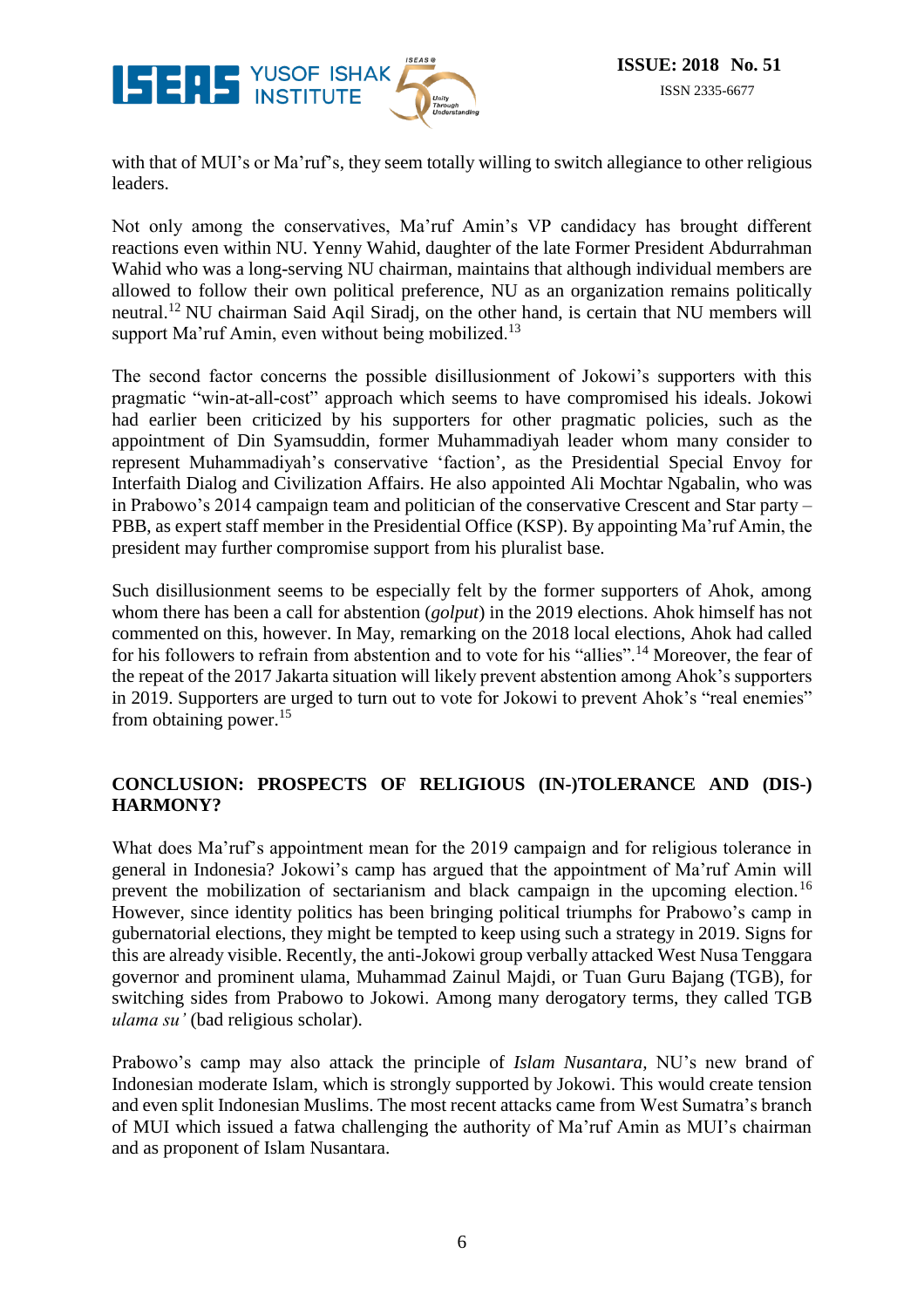with that of MUI's or Ma'ruf's, they seem totally willing to switch allegiance to other religious leaders.

Not only among the conservatives, Ma'ruf Amin's VP candidacy has brought different reactions even within NU. Yenny Wahid, daughter of the late Former President Abdurrahman Wahid who was a long-serving NU chairman, maintains that although individual members are allowed to follow their own political preference, NU as an organization remains politically neutral.[12] NU chairman Said Aqil Siradj, on the other hand, is certain that NU members will support Ma'ruf Amin, even without being mobilized.[13]

The second factor concerns the possible disillusionment of Jokowi's supporters with this pragmatic "win-at-all-cost" approach which seems to have compromised his ideals. Jokowi had earlier been criticized by his supporters for other pragmatic policies, such as the appointment of Din Syamsuddin, former Muhammadiyah leader whom many consider to represent Muhammadiyah's conservative 'faction', as the Presidential Special Envoy for Interfaith Dialog and Civilization Affairs. He also appointed Ali Mochtar Ngabalin, who was in Prabowo's 2014 campaign team and politician of the conservative Crescent and Star party – PBB, as expert staff member in the Presidential Office (KSP). By appointing Ma'ruf Amin, the president may further compromise support from his pluralist base.

Such disillusionment seems to be especially felt by the former supporters of Ahok, among whom there has been a call for abstention (*golput*) in the 2019 elections. Ahok himself has not commented on this, however. In May, remarking on the 2018 local elections, Ahok had called for his followers to refrain from abstention and to vote for his "allies".[14] Moreover, the fear of the repeat of the 2017 Jakarta situation will likely prevent abstention among Ahok's supporters in 2019. Supporters are urged to turn out to vote for Jokowi to prevent Ahok's "real enemies" from obtaining power.[15]

## CONCLUSION: PROSPECTS OF RELIGIOUS (IN-)TOLERANCE AND (DIS-) HARMONY?

What does Ma'ruf's appointment mean for the 2019 campaign and for religious tolerance in general in Indonesia? Jokowi's camp has argued that the appointment of Ma'ruf Amin will prevent the mobilization of sectarianism and black campaign in the upcoming election.[16] However, since identity politics has been bringing political triumphs for Prabowo's camp in gubernatorial elections, they might be tempted to keep using such a strategy in 2019. Signs for this are already visible. Recently, the anti-Jokowi group verbally attacked West Nusa Tenggara governor and prominent ulama, Muhammad Zainul Majdi, or Tuan Guru Bajang (TGB), for switching sides from Prabowo to Jokowi. Among many derogatory terms, they called TGB *ulama su'* (bad religious scholar).

Prabowo's camp may also attack the principle of *Islam Nusantara,* NU's new brand of Indonesian moderate Islam, which is strongly supported by Jokowi. This would create tension and even split Indonesian Muslims. The most recent attacks came from West Sumatra's branch of MUI which issued a fatwa challenging the authority of Ma'ruf Amin as MUI's chairman and as proponent of Islam Nusantara.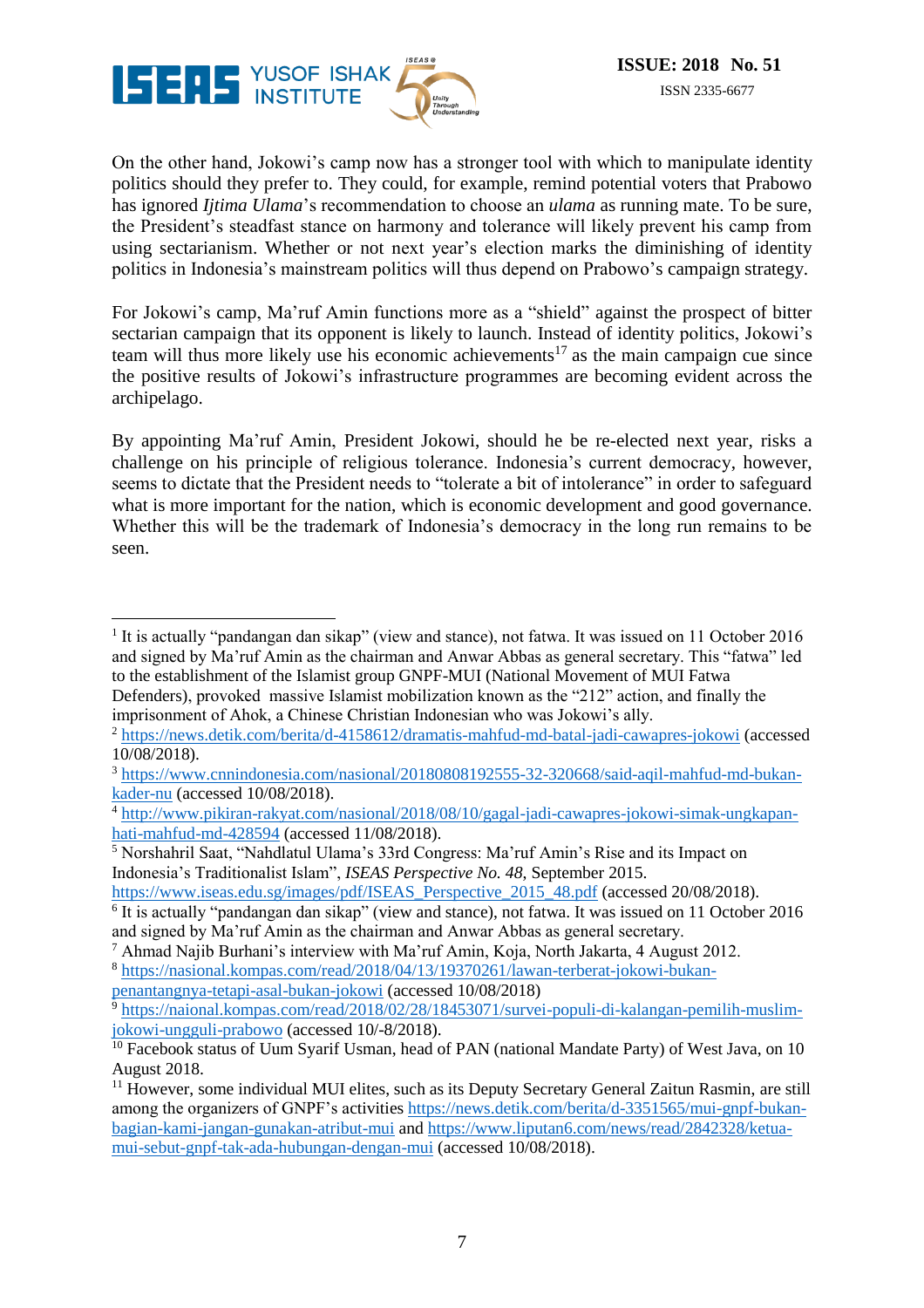On the other hand, Jokowi's camp now has a stronger tool with which to manipulate identity politics should they prefer to. They could, for example, remind potential voters that Prabowo has ignored *Ijtima Ulama*'s recommendation to choose an *ulama* as running mate. To be sure, the President's steadfast stance on harmony and tolerance will likely prevent his camp from using sectarianism. Whether or not next year's election marks the diminishing of identity politics in Indonesia's mainstream politics will thus depend on Prabowo's campaign strategy.

For Jokowi's camp, Ma'ruf Amin functions more as a "shield" against the prospect of bitter sectarian campaign that its opponent is likely to launch. Instead of identity politics, Jokowi's team will thus more likely use his economic achievements[17] as the main campaign cue since the positive results of Jokowi's infrastructure programmes are becoming evident across the archipelago.

By appointing Ma'ruf Amin, President Jokowi, should he be re-elected next year, risks a challenge on his principle of religious tolerance. Indonesia's current democracy, however, seems to dictate that the President needs to "tolerate a bit of intolerance" in order to safeguard what is more important for the nation, which is economic development and good governance. Whether this will be the trademark of Indonesia's democracy in the long run remains to be seen.

---

[1] It is actually "pandangan dan sikap" (view and stance), not fatwa. It was issued on 11 October 2016 and signed by Ma'ruf Amin as the chairman and Anwar Abbas as general secretary. This "fatwa" led to the establishment of the Islamist group GNPF-MUI (National Movement of MUI Fatwa Defenders), provoked massive Islamist mobilization known as the "212" action, and finally the imprisonment of Ahok, a Chinese Christian Indonesian who was Jokowi's ally.

[2] https://news.detik.com/berita/d-4158612/dramatis-mahfud-md-batal-jadi-cawapres-jokowi (accessed 10/08/2018).

[3] https://www.cnnindonesia.com/nasional/20180808192555-32-320668/said-aqil-mahfud-md-bukan-kader-nu (accessed 10/08/2018).

[4] http://www.pikiran-rakyat.com/nasional/2018/08/10/gagal-jadi-cawapres-jokowi-simak-ungkapan-hati-mahfud-md-428594 (accessed 11/08/2018).

[5] Norshahril Saat, "Nahdlatul Ulama's 33rd Congress: Ma'ruf Amin's Rise and its Impact on Indonesia's Traditionalist Islam", *ISEAS Perspective No. 48*, September 2015. https://www.iseas.edu.sg/images/pdf/ISEAS_Perspective_2015_48.pdf (accessed 20/08/2018).

[6] It is actually "pandangan dan sikap" (view and stance), not fatwa. It was issued on 11 October 2016 and signed by Ma'ruf Amin as the chairman and Anwar Abbas as general secretary.

[7] Ahmad Najib Burhani's interview with Ma'ruf Amin, Koja, North Jakarta, 4 August 2012.

[8] https://nasional.kompas.com/read/2018/04/13/19370261/lawan-terberat-jokowi-bukan-penantangnya-tetapi-asal-bukan-jokowi (accessed 10/08/2018)

[9] https://naional.kompas.com/read/2018/02/28/18453071/survei-populi-di-kalangan-pemilih-muslim-jokowi-ungguli-prabowo (accessed 10/-8/2018).

[10] Facebook status of Uum Syarif Usman, head of PAN (national Mandate Party) of West Java, on 10 August 2018.

[11] However, some individual MUI elites, such as its Deputy Secretary General Zaitun Rasmin, are still among the organizers of GNPF's activities https://news.detik.com/berita/d-3351565/mui-gnpf-bukan-bagian-kami-jangan-gunakan-atribut-mui and https://www.liputan6.com/news/read/2842328/ketua-mui-sebut-gnpf-tak-ada-hubungan-dengan-mui (accessed 10/08/2018).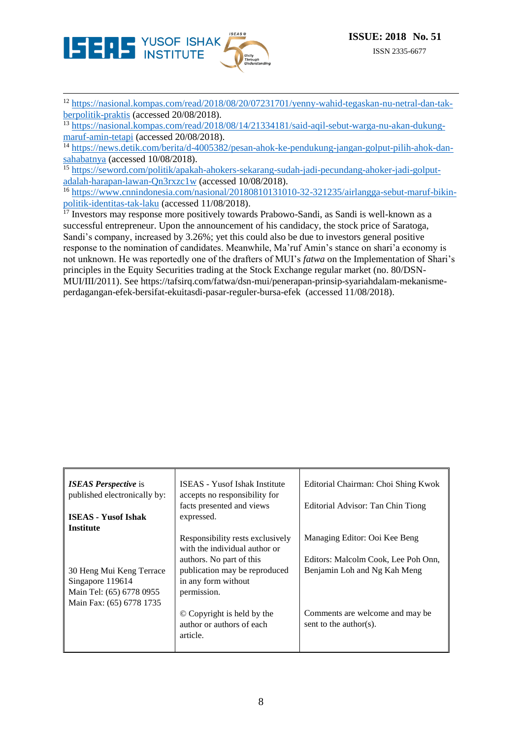[12] https://nasional.kompas.com/read/2018/08/20/07231701/yenny-wahid-tegaskan-nu-netral-dan-tak-berpolitik-praktis (accessed 20/08/2018).

[13] https://nasional.kompas.com/read/2018/08/14/21334181/said-aqil-sebut-warga-nu-akan-dukung-maruf-amin-tetapi (accessed 20/08/2018).

[14] https://news.detik.com/berita/d-4005382/pesan-ahok-ke-pendukung-jangan-golput-pilih-ahok-dan-sahabatnya (accessed 10/08/2018).

[15] https://seword.com/politik/apakah-ahokers-sekarang-sudah-jadi-pecundang-ahoker-jadi-golput-adalah-harapan-lawan-Qn3rxzc1w (accessed 10/08/2018).

[16] https://www.cnnindonesia.com/nasional/20180810131010-32-321235/airlangga-sebut-maruf-bikin-politik-identitas-tak-laku (accessed 11/08/2018).

[17] Investors may response more positively towards Prabowo-Sandi, as Sandi is well-known as a successful entrepreneur. Upon the announcement of his candidacy, the stock price of Saratoga, Sandi's company, increased by 3.26%; yet this could also be due to investors general positive response to the nomination of candidates. Meanwhile, Ma'ruf Amin's stance on shari'a economy is not unknown. He was reportedly one of the drafters of MUI's *fatwa* on the Implementation of Shari's principles in the Equity Securities trading at the Stock Exchange regular market (no. 80/DSN-MUI/III/2011). See https://tafsirq.com/fatwa/dsn-mui/penerapan-prinsip-syariahdalam-mekanisme-perdagangan-efek-bersifat-ekuitasdi-pasar-reguler-bursa-efek (accessed 11/08/2018).

| | | |
|---|---|---|
| ***ISEAS Perspective*** is published electronically by:<br><br>**ISEAS - Yusof Ishak Institute**<br><br>30 Heng Mui Keng Terrace<br>Singapore 119614<br>Main Tel: (65) 6778 0955<br>Main Fax: (65) 6778 1735 | ISEAS - Yusof Ishak Institute accepts no responsibility for facts presented and views expressed.<br><br>Responsibility rests exclusively with the individual author or authors. No part of this publication may be reproduced in any form without permission.<br><br>© Copyright is held by the author or authors of each article. | Editorial Chairman: Choi Shing Kwok<br><br>Editorial Advisor: Tan Chin Tiong<br><br>Managing Editor: Ooi Kee Beng<br><br>Editors: Malcolm Cook, Lee Poh Onn, Benjamin Loh and Ng Kah Meng<br><br>Comments are welcome and may be sent to the author(s). |